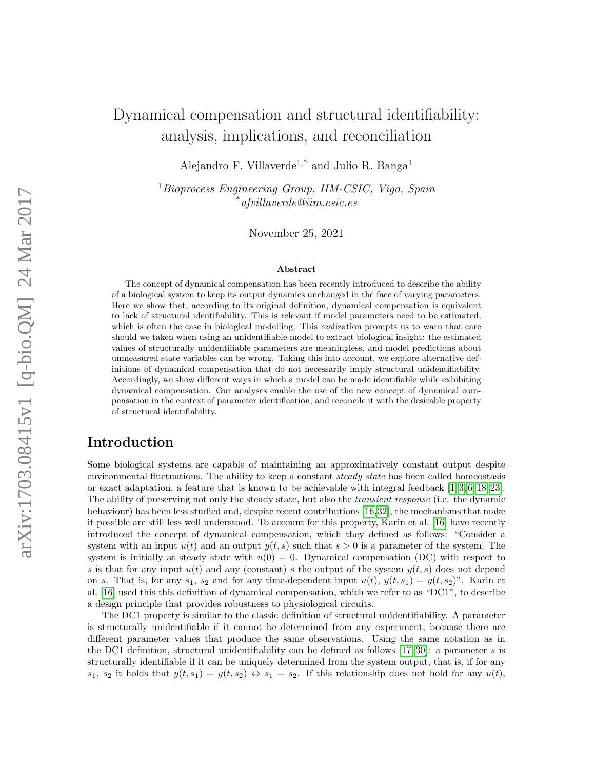# Dynamical compensation and structural identifiability: analysis, implications, and reconciliation

Alejandro F. Villaverde[1,*] and Julio R. Banga[1]

[1] *Bioprocess Engineering Group, IIM-CSIC, Vigo, Spain*
[*] *afvillaverde@iim.csic.es*

November 25, 2021

### Abstract

The concept of dynamical compensation has been recently introduced to describe the ability of a biological system to keep its output dynamics unchanged in the face of varying parameters. Here we show that, according to its original definition, dynamical compensation is equivalent to lack of structural identifiability. This is relevant if model parameters need to be estimated, which is often the case in biological modelling. This realization prompts us to warn that care should we taken when using an unidentifiable model to extract biological insight: the estimated values of structurally unidentifiable parameters are meaningless, and model predictions about unmeasured state variables can be wrong. Taking this into account, we explore alternative definitions of dynamical compensation that do not necessarily imply structural unidentifiability. Accordingly, we show different ways in which a model can be made identifiable while exhibiting dynamical compensation. Our analyses enable the use of the new concept of dynamical compensation in the context of parameter identification, and reconcile it with the desirable property of structural identifiability.

## Introduction

Some biological systems are capable of maintaining an approximatively constant output despite environmental fluctuations. The ability to keep a constant *steady state* has been called homeostasis or exact adaptation, a feature that is known to be achievable with integral feedback [1,3,6,18,23]. The ability of preserving not only the steady state, but also the *transient response* (i.e. the dynamic behaviour) has been less studied and, despite recent contributions [16,32], the mechanisms that make it possible are still less well understood. To account for this property, Karin et al. [16] have recently introduced the concept of dynamical compensation, which they defined as follows: "Consider a system with an input $u(t)$ and an output $y(t, s)$ such that $s > 0$ is a parameter of the system. The system is initially at steady state with $u(0) = 0$. Dynamical compensation (DC) with respect to $s$ is that for any input $u(t)$ and any (constant) $s$ the output of the system $y(t, s)$ does not depend on $s$. That is, for any $s_1$, $s_2$ and for any time-dependent input $u(t)$, $y(t, s_1) = y(t, s_2)$". Karin et al. [16] used this this definition of dynamical compensation, which we refer to as "DC1", to describe a design principle that provides robustness to physiological circuits.

The DC1 property is similar to the classic definition of structural unidentifiability. A parameter is structurally unidentifiable if it cannot be determined from any experiment, because there are different parameter values that produce the same observations. Using the same notation as in the DC1 definition, structural unidentifiability can be defined as follows [17,30]: a parameter $s$ is structurally identifiable if it can be uniquely determined from the system output, that is, if for any $s_1$, $s_2$ it holds that $y(t, s_1) = y(t, s_2) \Leftrightarrow s_1 = s_2$. If this relationship does not hold for any $u(t)$,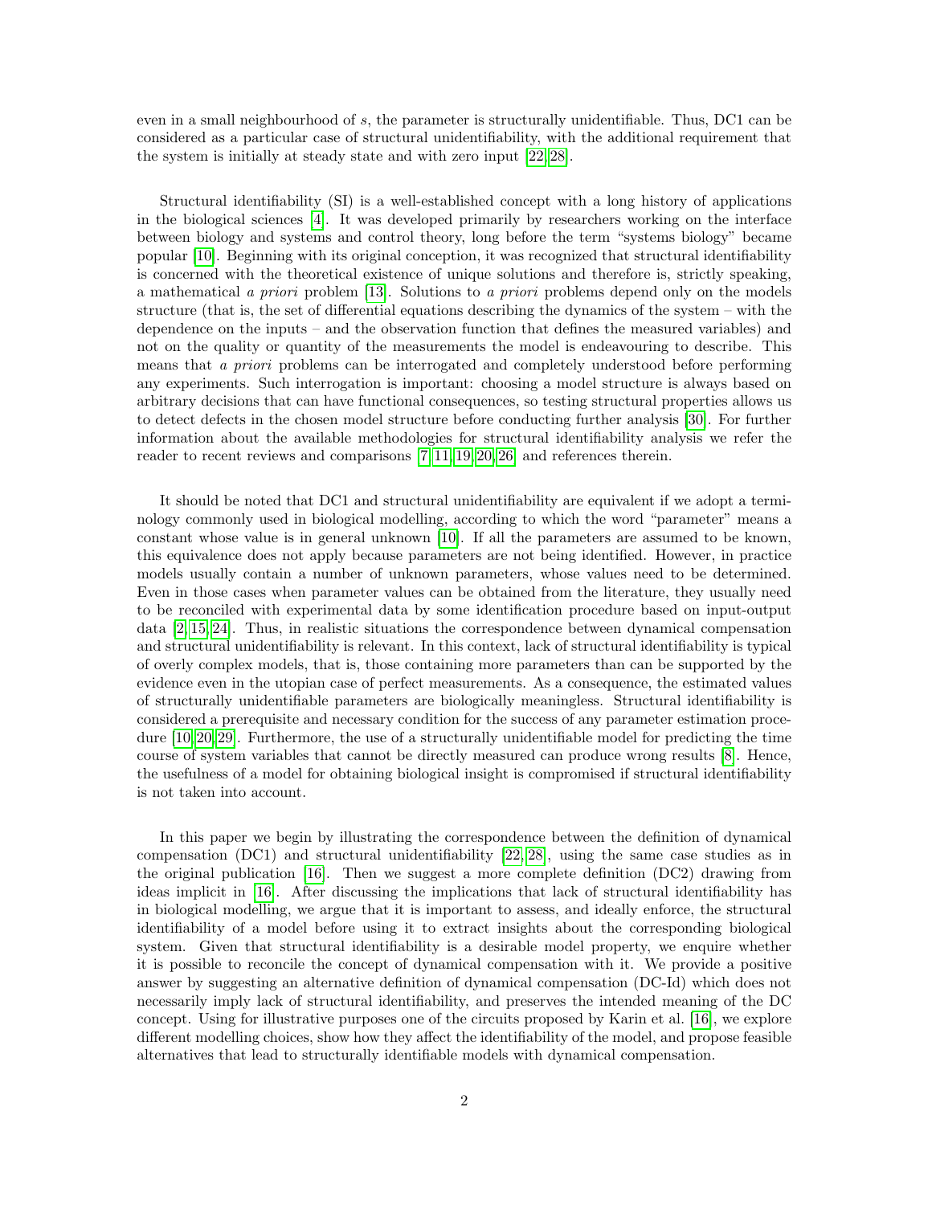even in a small neighbourhood of $s$, the parameter is structurally unidentifiable. Thus, DC1 can be considered as a particular case of structural unidentifiability, with the additional requirement that the system is initially at steady state and with zero input [22, 28].

Structural identifiability (SI) is a well-established concept with a long history of applications in the biological sciences [4]. It was developed primarily by researchers working on the interface between biology and systems and control theory, long before the term "systems biology" became popular [10]. Beginning with its original conception, it was recognized that structural identifiability is concerned with the theoretical existence of unique solutions and therefore is, strictly speaking, a mathematical *a priori* problem [13]. Solutions to *a priori* problems depend only on the models structure (that is, the set of differential equations describing the dynamics of the system – with the dependence on the inputs – and the observation function that defines the measured variables) and not on the quality or quantity of the measurements the model is endeavouring to describe. This means that *a priori* problems can be interrogated and completely understood before performing any experiments. Such interrogation is important: choosing a model structure is always based on arbitrary decisions that can have functional consequences, so testing structural properties allows us to detect defects in the chosen model structure before conducting further analysis [30]. For further information about the available methodologies for structural identifiability analysis we refer the reader to recent reviews and comparisons [7, 11, 19, 20, 26] and references therein.

It should be noted that DC1 and structural unidentifiability are equivalent if we adopt a terminology commonly used in biological modelling, according to which the word "parameter" means a constant whose value is in general unknown [10]. If all the parameters are assumed to be known, this equivalence does not apply because parameters are not being identified. However, in practice models usually contain a number of unknown parameters, whose values need to be determined. Even in those cases when parameter values can be obtained from the literature, they usually need to be reconciled with experimental data by some identification procedure based on input-output data [2, 15, 24]. Thus, in realistic situations the correspondence between dynamical compensation and structural unidentifiability is relevant. In this context, lack of structural identifiability is typical of overly complex models, that is, those containing more parameters than can be supported by the evidence even in the utopian case of perfect measurements. As a consequence, the estimated values of structurally unidentifiable parameters are biologically meaningless. Structural identifiability is considered a prerequisite and necessary condition for the success of any parameter estimation procedure [10, 20, 29]. Furthermore, the use of a structurally unidentifiable model for predicting the time course of system variables that cannot be directly measured can produce wrong results [8]. Hence, the usefulness of a model for obtaining biological insight is compromised if structural identifiability is not taken into account.

In this paper we begin by illustrating the correspondence between the definition of dynamical compensation (DC1) and structural unidentifiability [22, 28], using the same case studies as in the original publication [16]. Then we suggest a more complete definition (DC2) drawing from ideas implicit in [16]. After discussing the implications that lack of structural identifiability has in biological modelling, we argue that it is important to assess, and ideally enforce, the structural identifiability of a model before using it to extract insights about the corresponding biological system. Given that structural identifiability is a desirable model property, we enquire whether it is possible to reconcile the concept of dynamical compensation with it. We provide a positive answer by suggesting an alternative definition of dynamical compensation (DC-Id) which does not necessarily imply lack of structural identifiability, and preserves the intended meaning of the DC concept. Using for illustrative purposes one of the circuits proposed by Karin et al. [16], we explore different modelling choices, show how they affect the identifiability of the model, and propose feasible alternatives that lead to structurally identifiable models with dynamical compensation.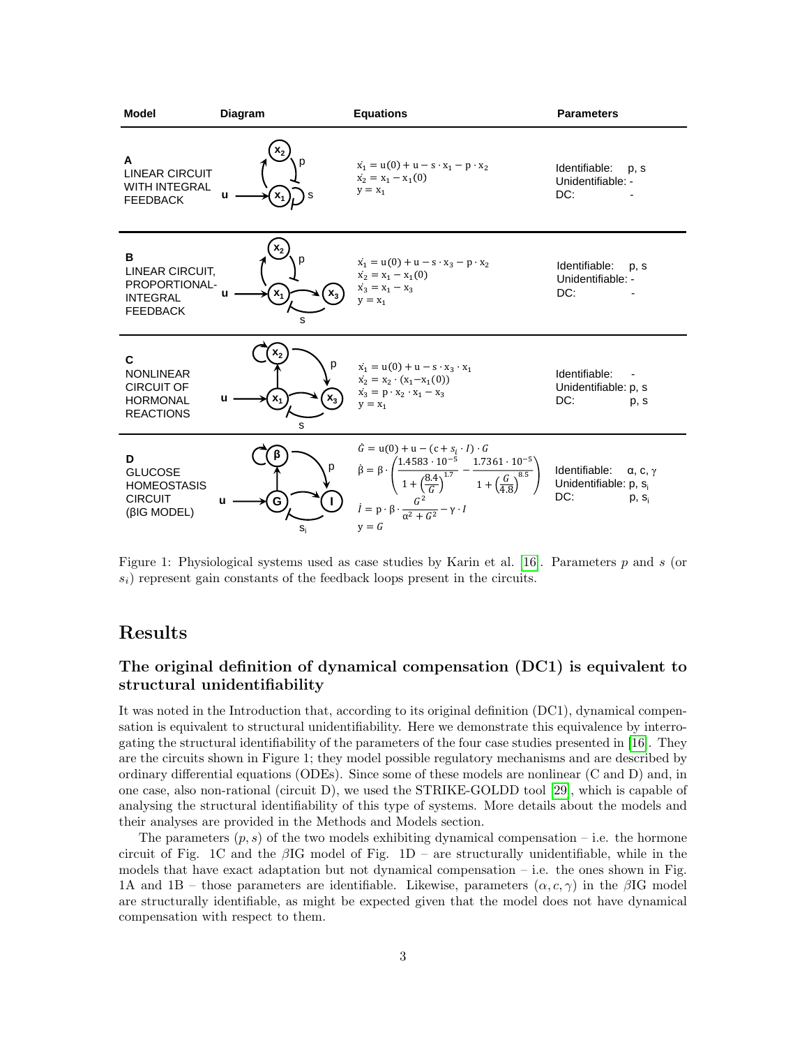| Model | Diagram | Equations | Parameters |
|---|---|---|---|
| **A** LINEAR CIRCUIT WITH INTEGRAL FEEDBACK | | $\dot{x_1} = u(0) + u - s \cdot x_1 - p \cdot x_2$<br>$\dot{x_2} = x_1 - x_1(0)$<br>$y = x_1$ | Identifiable: p, s<br>Unidentifiable: -<br>DC: - |
| **B** LINEAR CIRCUIT, PROPORTIONAL-INTEGRAL FEEDBACK | | $\dot{x_1} = u(0) + u - s \cdot x_3 - p \cdot x_2$<br>$\dot{x_2} = x_1 - x_1(0)$<br>$\dot{x_3} = x_1 - x_3$<br>$y = x_1$ | Identifiable: p, s<br>Unidentifiable: -<br>DC: - |
| **C** NONLINEAR CIRCUIT OF HORMONAL REACTIONS | | $\dot{x_1} = u(0) + u - s \cdot x_3 \cdot x_1$<br>$\dot{x_2} = x_2 \cdot (x_1 - x_1(0))$<br>$\dot{x_3} = p \cdot x_2 \cdot x_1 - x_3$<br>$y = x_1$ | Identifiable: -<br>Unidentifiable: p, s<br>DC: p, s |
| **D** GLUCOSE HOMEOSTASIS CIRCUIT (βIG MODEL) | | $\dot{G} = u(0) + u - (c + s_i \cdot I) \cdot G$<br>$\dot{\beta} = \beta \cdot \left( \frac{1.4583 \cdot 10^{-5}}{1 + \left(\frac{8.4}{G}\right)^{1.7}} - \frac{1.7361 \cdot 10^{-5}}{1 + \left(\frac{G}{4.8}\right)^{8.5}} \right)$<br>$\dot{I} = p \cdot \beta \cdot \frac{G^2}{\alpha^2 + G^2} - \gamma \cdot I$<br>$y = G$ | Identifiable: α, c, γ<br>Unidentifiable: p, $s_i$<br>DC: p, $s_i$ |

Figure 1: Physiological systems used as case studies by Karin et al. [16]. Parameters $p$ and $s$ (or $s_i$) represent gain constants of the feedback loops present in the circuits.

# Results

## The original definition of dynamical compensation (DC1) is equivalent to structural unidentifiability

It was noted in the Introduction that, according to its original definition (DC1), dynamical compensation is equivalent to structural unidentifiability. Here we demonstrate this equivalence by interrogating the structural identifiability of the parameters of the four case studies presented in [16]. They are the circuits shown in Figure 1; they model possible regulatory mechanisms and are described by ordinary differential equations (ODEs). Since some of these models are nonlinear (C and D) and, in one case, also non-rational (circuit D), we used the STRIKE-GOLDD tool [29], which is capable of analysing the structural identifiability of this type of systems. More details about the models and their analyses are provided in the Methods and Models section.

The parameters $(p, s)$ of the two models exhibiting dynamical compensation – i.e. the hormone circuit of Fig. 1C and the $\beta$IG model of Fig. 1D – are structurally unidentifiable, while in the models that have exact adaptation but not dynamical compensation – i.e. the ones shown in Fig. 1A and 1B – those parameters are identifiable. Likewise, parameters $(\alpha, c, \gamma)$ in the $\beta$IG model are structurally identifiable, as might be expected given that the model does not have dynamical compensation with respect to them.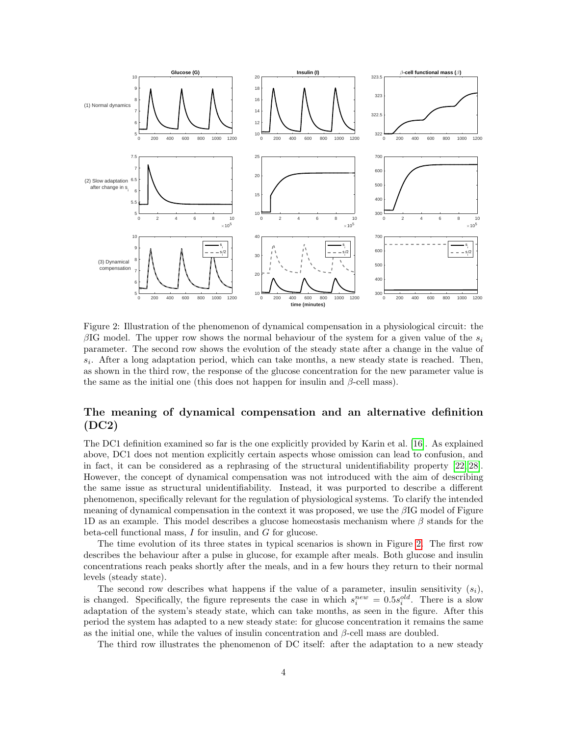Figure 2: Illustration of the phenomenon of dynamical compensation in a physiological circuit: the $\beta$IG model. The upper row shows the normal behaviour of the system for a given value of the $s_i$ parameter. The second row shows the evolution of the steady state after a change in the value of $s_i$. After a long adaptation period, which can take months, a new steady state is reached. Then, as shown in the third row, the response of the glucose concentration for the new parameter value is the same as the initial one (this does not happen for insulin and $\beta$-cell mass).

## The meaning of dynamical compensation and an alternative definition (DC2)

The DC1 definition examined so far is the one explicitly provided by Karin et al. [16]. As explained above, DC1 does not mention explicitly certain aspects whose omission can lead to confusion, and in fact, it can be considered as a rephrasing of the structural unidentifiability property [22, 28]. However, the concept of dynamical compensation was not introduced with the aim of describing the same issue as structural unidentifiability. Instead, it was purported to describe a different phenomenon, specifically relevant for the regulation of physiological systems. To clarify the intended meaning of dynamical compensation in the context it was proposed, we use the $\beta$IG model of Figure 1D as an example. This model describes a glucose homeostasis mechanism where $\beta$ stands for the beta-cell functional mass, $I$ for insulin, and $G$ for glucose.

The time evolution of its three states in typical scenarios is shown in Figure 2. The first row describes the behaviour after a pulse in glucose, for example after meals. Both glucose and insulin concentrations reach peaks shortly after the meals, and in a few hours they return to their normal levels (steady state).

The second row describes what happens if the value of a parameter, insulin sensitivity ($s_i$), is changed. Specifically, the figure represents the case in which $s_i^{new} = 0.5 s_i^{old}$. There is a slow adaptation of the system's steady state, which can take months, as seen in the figure. After this period the system has adapted to a new steady state: for glucose concentration it remains the same as the initial one, while the values of insulin concentration and $\beta$-cell mass are doubled.

The third row illustrates the phenomenon of DC itself: after the adaptation to a new steady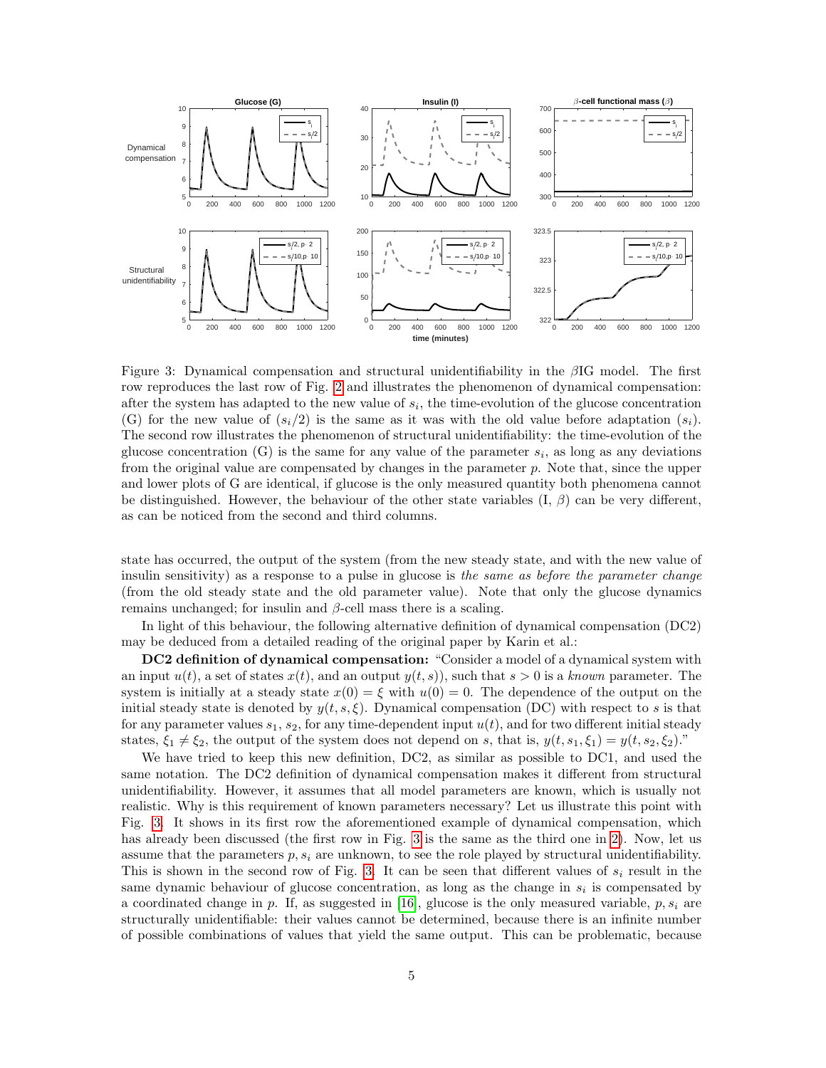Figure 3: Dynamical compensation and structural unidentifiability in the $\beta$IG model. The first row reproduces the last row of Fig. 2 and illustrates the phenomenon of dynamical compensation: after the system has adapted to the new value of $s_i$, the time-evolution of the glucose concentration (G) for the new value of $(s_i/2)$ is the same as it was with the old value before adaptation ($s_i$). The second row illustrates the phenomenon of structural unidentifiability: the time-evolution of the glucose concentration (G) is the same for any value of the parameter $s_i$, as long as any deviations from the original value are compensated by changes in the parameter $p$. Note that, since the upper and lower plots of G are identical, if glucose is the only measured quantity both phenomena cannot be distinguished. However, the behaviour of the other state variables (I, $\beta$) can be very different, as can be noticed from the second and third columns.

state has occurred, the output of the system (from the new steady state, and with the new value of insulin sensitivity) as a response to a pulse in glucose is *the same as before the parameter change* (from the old steady state and the old parameter value). Note that only the glucose dynamics remains unchanged; for insulin and $\beta$-cell mass there is a scaling.

In light of this behaviour, the following alternative definition of dynamical compensation (DC2) may be deduced from a detailed reading of the original paper by Karin et al.:

**DC2 definition of dynamical compensation:** "Consider a model of a dynamical system with an input $u(t)$, a set of states $x(t)$, and an output $y(t, s)$), such that $s > 0$ is a *known* parameter. The system is initially at a steady state $x(0) = \xi$ with $u(0) = 0$. The dependence of the output on the initial steady state is denoted by $y(t, s, \xi)$. Dynamical compensation (DC) with respect to $s$ is that for any parameter values $s_1$, $s_2$, for any time-dependent input $u(t)$, and for two different initial steady states, $\xi_1 \neq \xi_2$, the output of the system does not depend on $s$, that is, $y(t, s_1, \xi_1) = y(t, s_2, \xi_2)$."

We have tried to keep this new definition, DC2, as similar as possible to DC1, and used the same notation. The DC2 definition of dynamical compensation makes it different from structural unidentifiability. However, it assumes that all model parameters are known, which is usually not realistic. Why is this requirement of known parameters necessary? Let us illustrate this point with Fig. 3. It shows in its first row the aforementioned example of dynamical compensation, which has already been discussed (the first row in Fig. 3 is the same as the third one in 2). Now, let us assume that the parameters $p, s_i$ are unknown, to see the role played by structural unidentifiability. This is shown in the second row of Fig. 3. It can be seen that different values of $s_i$ result in the same dynamic behaviour of glucose concentration, as long as the change in $s_i$ is compensated by a coordinated change in $p$. If, as suggested in [16], glucose is the only measured variable, $p, s_i$ are structurally unidentifiable: their values cannot be determined, because there is an infinite number of possible combinations of values that yield the same output. This can be problematic, because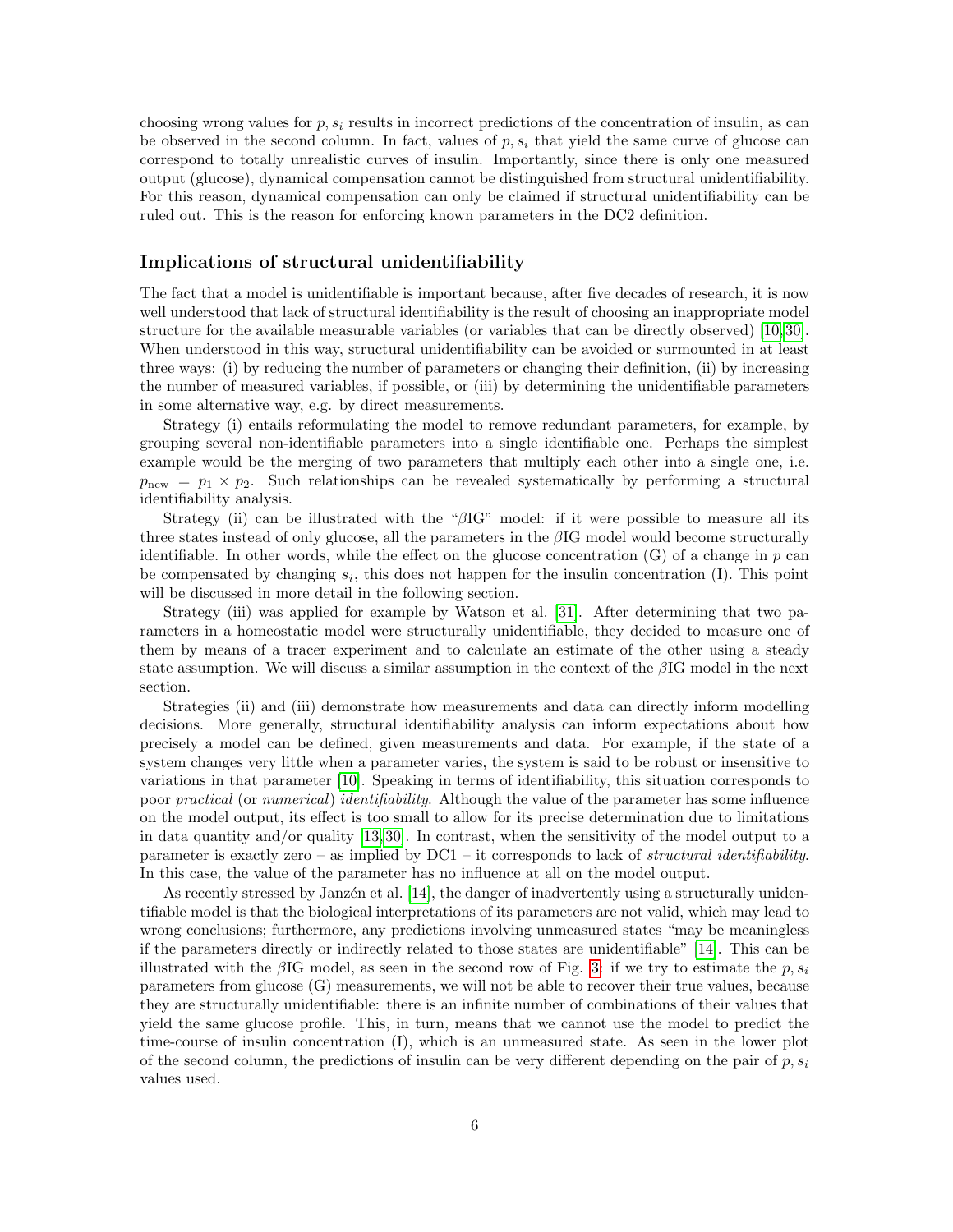choosing wrong values for $p, s_i$ results in incorrect predictions of the concentration of insulin, as can be observed in the second column. In fact, values of $p, s_i$ that yield the same curve of glucose can correspond to totally unrealistic curves of insulin. Importantly, since there is only one measured output (glucose), dynamical compensation cannot be distinguished from structural unidentifiability. For this reason, dynamical compensation can only be claimed if structural unidentifiability can be ruled out. This is the reason for enforcing known parameters in the DC2 definition.

## Implications of structural unidentifiability

The fact that a model is unidentifiable is important because, after five decades of research, it is now well understood that lack of structural identifiability is the result of choosing an inappropriate model structure for the available measurable variables (or variables that can be directly observed) [10,30]. When understood in this way, structural unidentifiability can be avoided or surmounted in at least three ways: (i) by reducing the number of parameters or changing their definition, (ii) by increasing the number of measured variables, if possible, or (iii) by determining the unidentifiable parameters in some alternative way, e.g. by direct measurements.

Strategy (i) entails reformulating the model to remove redundant parameters, for example, by grouping several non-identifiable parameters into a single identifiable one. Perhaps the simplest example would be the merging of two parameters that multiply each other into a single one, i.e. $p_{\text{new}} = p_1 \times p_2$. Such relationships can be revealed systematically by performing a structural identifiability analysis.

Strategy (ii) can be illustrated with the "$\beta$IG" model: if it were possible to measure all its three states instead of only glucose, all the parameters in the $\beta$IG model would become structurally identifiable. In other words, while the effect on the glucose concentration (G) of a change in $p$ can be compensated by changing $s_i$, this does not happen for the insulin concentration (I). This point will be discussed in more detail in the following section.

Strategy (iii) was applied for example by Watson et al. [31]. After determining that two parameters in a homeostatic model were structurally unidentifiable, they decided to measure one of them by means of a tracer experiment and to calculate an estimate of the other using a steady state assumption. We will discuss a similar assumption in the context of the $\beta$IG model in the next section.

Strategies (ii) and (iii) demonstrate how measurements and data can directly inform modelling decisions. More generally, structural identifiability analysis can inform expectations about how precisely a model can be defined, given measurements and data. For example, if the state of a system changes very little when a parameter varies, the system is said to be robust or insensitive to variations in that parameter [10]. Speaking in terms of identifiability, this situation corresponds to poor *practical* (or *numerical*) *identifiability*. Although the value of the parameter has some influence on the model output, its effect is too small to allow for its precise determination due to limitations in data quantity and/or quality [13,30]. In contrast, when the sensitivity of the model output to a parameter is exactly zero – as implied by DC1 – it corresponds to lack of *structural identifiability*. In this case, the value of the parameter has no influence at all on the model output.

As recently stressed by Janzén et al. [14], the danger of inadvertently using a structurally unidentifiable model is that the biological interpretations of its parameters are not valid, which may lead to wrong conclusions; furthermore, any predictions involving unmeasured states "may be meaningless if the parameters directly or indirectly related to those states are unidentifiable" [14]. This can be illustrated with the $\beta$IG model, as seen in the second row of Fig. 3: if we try to estimate the $p, s_i$ parameters from glucose (G) measurements, we will not be able to recover their true values, because they are structurally unidentifiable: there is an infinite number of combinations of their values that yield the same glucose profile. This, in turn, means that we cannot use the model to predict the time-course of insulin concentration (I), which is an unmeasured state. As seen in the lower plot of the second column, the predictions of insulin can be very different depending on the pair of $p, s_i$ values used.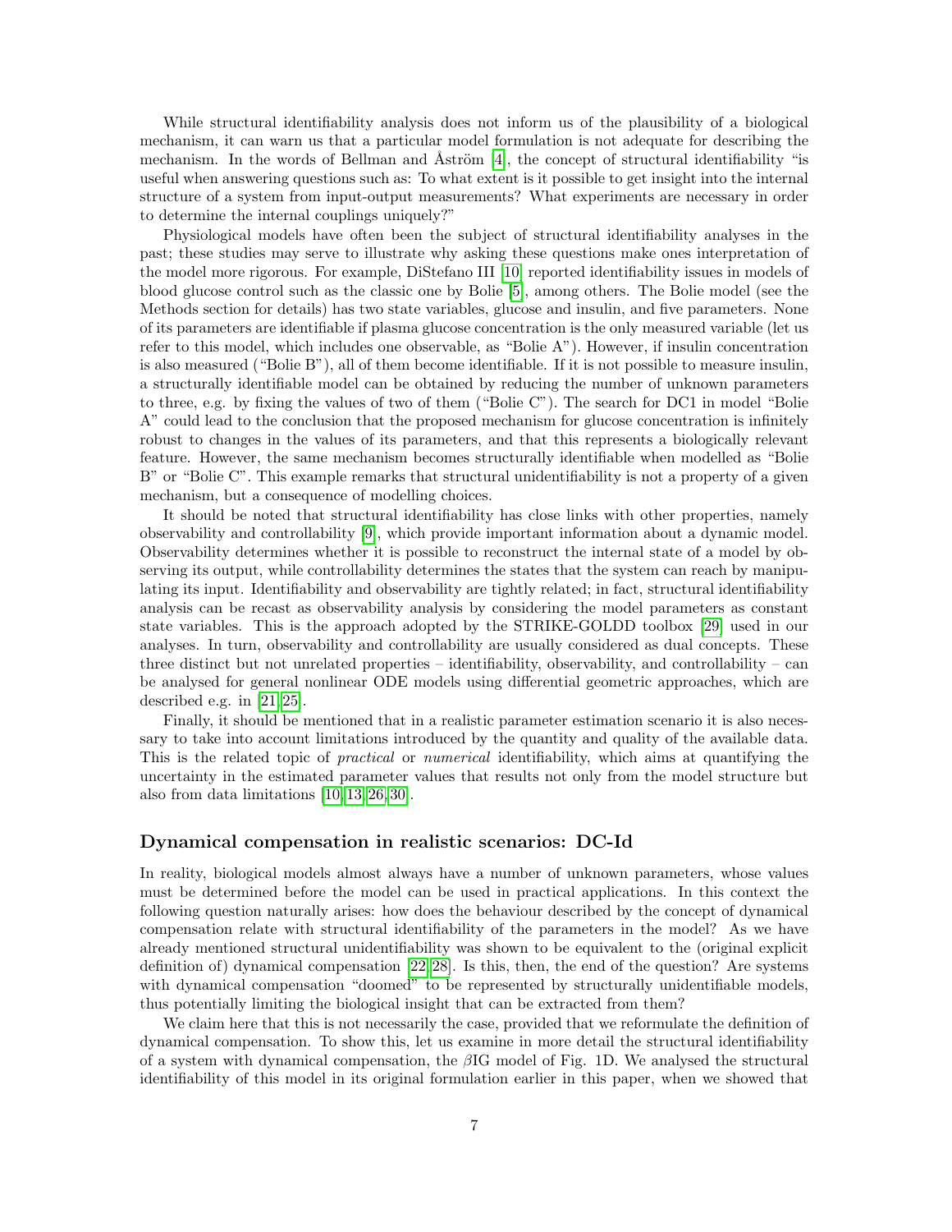While structural identifiability analysis does not inform us of the plausibility of a biological mechanism, it can warn us that a particular model formulation is not adequate for describing the mechanism. In the words of Bellman and Åström [4], the concept of structural identifiability "is useful when answering questions such as: To what extent is it possible to get insight into the internal structure of a system from input-output measurements? What experiments are necessary in order to determine the internal couplings uniquely?"

Physiological models have often been the subject of structural identifiability analyses in the past; these studies may serve to illustrate why asking these questions make ones interpretation of the model more rigorous. For example, DiStefano III [10] reported identifiability issues in models of blood glucose control such as the classic one by Bolie [5], among others. The Bolie model (see the Methods section for details) has two state variables, glucose and insulin, and five parameters. None of its parameters are identifiable if plasma glucose concentration is the only measured variable (let us refer to this model, which includes one observable, as "Bolie A"). However, if insulin concentration is also measured ("Bolie B"), all of them become identifiable. If it is not possible to measure insulin, a structurally identifiable model can be obtained by reducing the number of unknown parameters to three, e.g. by fixing the values of two of them ("Bolie C"). The search for DC1 in model "Bolie A" could lead to the conclusion that the proposed mechanism for glucose concentration is infinitely robust to changes in the values of its parameters, and that this represents a biologically relevant feature. However, the same mechanism becomes structurally identifiable when modelled as "Bolie B" or "Bolie C". This example remarks that structural unidentifiability is not a property of a given mechanism, but a consequence of modelling choices.

It should be noted that structural identifiability has close links with other properties, namely observability and controllability [9], which provide important information about a dynamic model. Observability determines whether it is possible to reconstruct the internal state of a model by observing its output, while controllability determines the states that the system can reach by manipulating its input. Identifiability and observability are tightly related; in fact, structural identifiability analysis can be recast as observability analysis by considering the model parameters as constant state variables. This is the approach adopted by the STRIKE-GOLDD toolbox [29] used in our analyses. In turn, observability and controllability are usually considered as dual concepts. These three distinct but not unrelated properties – identifiability, observability, and controllability – can be analysed for general nonlinear ODE models using differential geometric approaches, which are described e.g. in [21, 25].

Finally, it should be mentioned that in a realistic parameter estimation scenario it is also necessary to take into account limitations introduced by the quantity and quality of the available data. This is the related topic of *practical* or *numerical* identifiability, which aims at quantifying the uncertainty in the estimated parameter values that results not only from the model structure but also from data limitations [10, 13, 26, 30].

## Dynamical compensation in realistic scenarios: DC-Id

In reality, biological models almost always have a number of unknown parameters, whose values must be determined before the model can be used in practical applications. In this context the following question naturally arises: how does the behaviour described by the concept of dynamical compensation relate with structural identifiability of the parameters in the model? As we have already mentioned structural unidentifiability was shown to be equivalent to the (original explicit definition of) dynamical compensation [22, 28]. Is this, then, the end of the question? Are systems with dynamical compensation "doomed" to be represented by structurally unidentifiable models, thus potentially limiting the biological insight that can be extracted from them?

We claim here that this is not necessarily the case, provided that we reformulate the definition of dynamical compensation. To show this, let us examine in more detail the structural identifiability of a system with dynamical compensation, the $\beta$IG model of Fig. 1D. We analysed the structural identifiability of this model in its original formulation earlier in this paper, when we showed that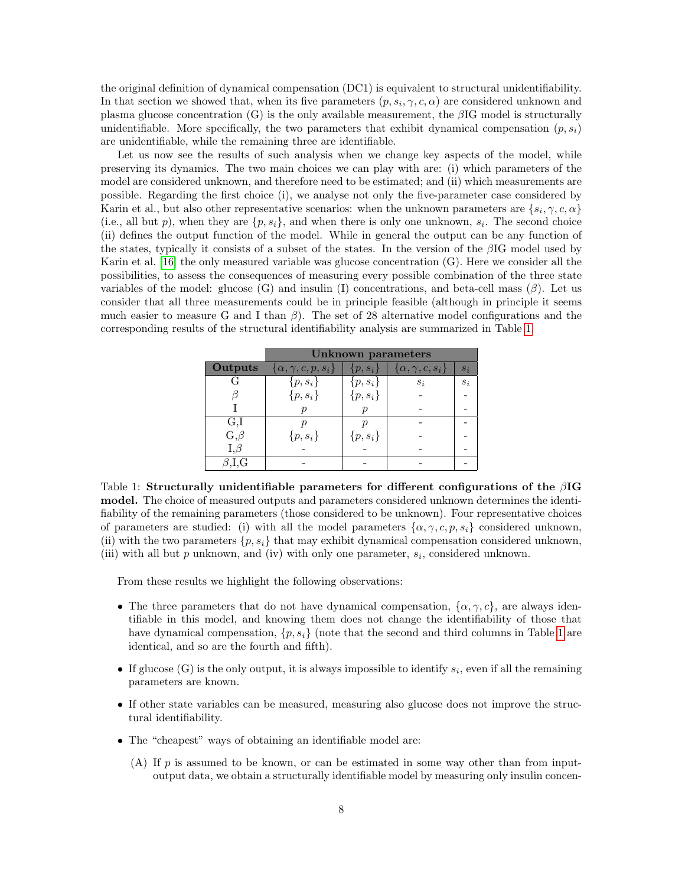the original definition of dynamical compensation (DC1) is equivalent to structural unidentifiability. In that section we showed that, when its five parameters $(p, s_i, \gamma, c, \alpha)$ are considered unknown and plasma glucose concentration (G) is the only available measurement, the $\beta$IG model is structurally unidentifiable. More specifically, the two parameters that exhibit dynamical compensation $(p, s_i)$ are unidentifiable, while the remaining three are identifiable.

Let us now see the results of such analysis when we change key aspects of the model, while preserving its dynamics. The two main choices we can play with are: (i) which parameters of the model are considered unknown, and therefore need to be estimated; and (ii) which measurements are possible. Regarding the first choice (i), we analyse not only the five-parameter case considered by Karin et al., but also other representative scenarios: when the unknown parameters are $\{s_i, \gamma, c, \alpha\}$ (i.e., all but $p$), when they are $\{p, s_i\}$, and when there is only one unknown, $s_i$. The second choice (ii) defines the output function of the model. While in general the output can be any function of the states, typically it consists of a subset of the states. In the version of the $\beta$IG model used by Karin et al. [16] the only measured variable was glucose concentration (G). Here we consider all the possibilities, to assess the consequences of measuring every possible combination of the three state variables of the model: glucose (G) and insulin (I) concentrations, and beta-cell mass ($\beta$). Let us consider that all three measurements could be in principle feasible (although in principle it seems much easier to measure G and I than $\beta$). The set of 28 alternative model configurations and the corresponding results of the structural identifiability analysis are summarized in Table 1.

| | **Unknown parameters** | | | |
|---|---|---|---|---|
| **Outputs** | $\{\alpha, \gamma, c, p, s_i\}$ | $\{p, s_i\}$ | $\{\alpha, \gamma, c, s_i\}$ | $s_i$ |
| G | $\{p, s_i\}$ | $\{p, s_i\}$ | $s_i$ | $s_i$ |
| $\beta$ | $\{p, s_i\}$ | $\{p, s_i\}$ | - | - |
| I | $p$ | $p$ | - | - |
| G,I | $p$ | $p$ | - | - |
| G,$\beta$ | $\{p, s_i\}$ | $\{p, s_i\}$ | - | - |
| I,$\beta$ | - | - | - | - |
| $\beta$,I,G | - | - | - | - |

Table 1: **Structurally unidentifiable parameters for different configurations of the $\beta$IG model.** The choice of measured outputs and parameters considered unknown determines the identifiability of the remaining parameters (those considered to be unknown). Four representative choices of parameters are studied: (i) with all the model parameters $\{\alpha, \gamma, c, p, s_i\}$ considered unknown, (ii) with the two parameters $\{p, s_i\}$ that may exhibit dynamical compensation considered unknown, (iii) with all but $p$ unknown, and (iv) with only one parameter, $s_i$, considered unknown.

From these results we highlight the following observations:

- The three parameters that do not have dynamical compensation, $\{\alpha, \gamma, c\}$, are always identifiable in this model, and knowing them does not change the identifiability of those that have dynamical compensation, $\{p, s_i\}$ (note that the second and third columns in Table 1 are identical, and so are the fourth and fifth).
- If glucose (G) is the only output, it is always impossible to identify $s_i$, even if all the remaining parameters are known.
- If other state variables can be measured, measuring also glucose does not improve the structural identifiability.
- The "cheapest" ways of obtaining an identifiable model are:
  (A) If $p$ is assumed to be known, or can be estimated in some way other than from input-output data, we obtain a structurally identifiable model by measuring only insulin concen-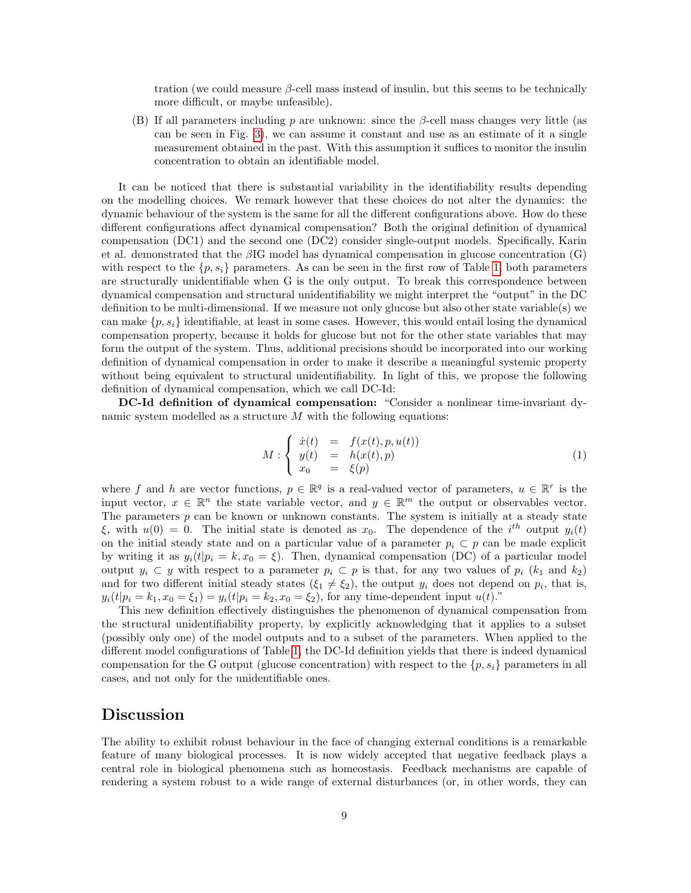tration (we could measure $\beta$-cell mass instead of insulin, but this seems to be technically more difficult, or maybe unfeasible).

(B) If all parameters including $p$ are unknown: since the $\beta$-cell mass changes very little (as can be seen in Fig. 3), we can assume it constant and use as an estimate of it a single measurement obtained in the past. With this assumption it suffices to monitor the insulin concentration to obtain an identifiable model.

It can be noticed that there is substantial variability in the identifiability results depending on the modelling choices. We remark however that these choices do not alter the dynamics: the dynamic behaviour of the system is the same for all the different configurations above. How do these different configurations affect dynamical compensation? Both the original definition of dynamical compensation (DC1) and the second one (DC2) consider single-output models. Specifically, Karin et al. demonstrated that the $\beta$IG model has dynamical compensation in glucose concentration (G) with respect to the $\{p, s_i\}$ parameters. As can be seen in the first row of Table 1, both parameters are structurally unidentifiable when G is the only output. To break this correspondence between dynamical compensation and structural unidentifiability we might interpret the "output" in the DC definition to be multi-dimensional. If we measure not only glucose but also other state variable(s) we can make $\{p, s_i\}$ identifiable, at least in some cases. However, this would entail losing the dynamical compensation property, because it holds for glucose but not for the other state variables that may form the output of the system. Thus, additional precisions should be incorporated into our working definition of dynamical compensation in order to make it describe a meaningful systemic property without being equivalent to structural unidentifiability. In light of this, we propose the following definition of dynamical compensation, which we call DC-Id:

**DC-Id definition of dynamical compensation:** "Consider a nonlinear time-invariant dynamic system modelled as a structure $M$ with the following equations:

$$M : \left\{ \begin{array}{rcl} \dot{x}(t) & = & f(x(t), p, u(t)) \\ y(t) & = & h(x(t), p) \\ x_0 & = & \xi(p) \end{array} \right. \tag{1}$$

where $f$ and $h$ are vector functions, $p \in \mathbb{R}^q$ is a real-valued vector of parameters, $u \in \mathbb{R}^r$ is the input vector, $x \in \mathbb{R}^n$ the state variable vector, and $y \in \mathbb{R}^m$ the output or observables vector. The parameters $p$ can be known or unknown constants. The system is initially at a steady state $\xi$, with $u(0) = 0$. The initial state is denoted as $x_0$. The dependence of the $i^{th}$ output $y_i(t)$ on the initial steady state and on a particular value of a parameter $p_i \subset p$ can be made explicit by writing it as $y_i(t|p_i = k, x_0 = \xi)$. Then, dynamical compensation (DC) of a particular model output $y_i \subset y$ with respect to a parameter $p_i \subset p$ is that, for any two values of $p_i$ ($k_1$ and $k_2$) and for two different initial steady states ($\xi_1 \neq \xi_2$), the output $y_i$ does not depend on $p_i$, that is, $y_i(t|p_i = k_1, x_0 = \xi_1) = y_i(t|p_i = k_2, x_0 = \xi_2)$, for any time-dependent input $u(t)$."

This new definition effectively distinguishes the phenomenon of dynamical compensation from the structural unidentifiability property, by explicitly acknowledging that it applies to a subset (possibly only one) of the model outputs and to a subset of the parameters. When applied to the different model configurations of Table 1, the DC-Id definition yields that there is indeed dynamical compensation for the G output (glucose concentration) with respect to the $\{p, s_i\}$ parameters in all cases, and not only for the unidentifiable ones.

## Discussion

The ability to exhibit robust behaviour in the face of changing external conditions is a remarkable feature of many biological processes. It is now widely accepted that negative feedback plays a central role in biological phenomena such as homeostasis. Feedback mechanisms are capable of rendering a system robust to a wide range of external disturbances (or, in other words, they can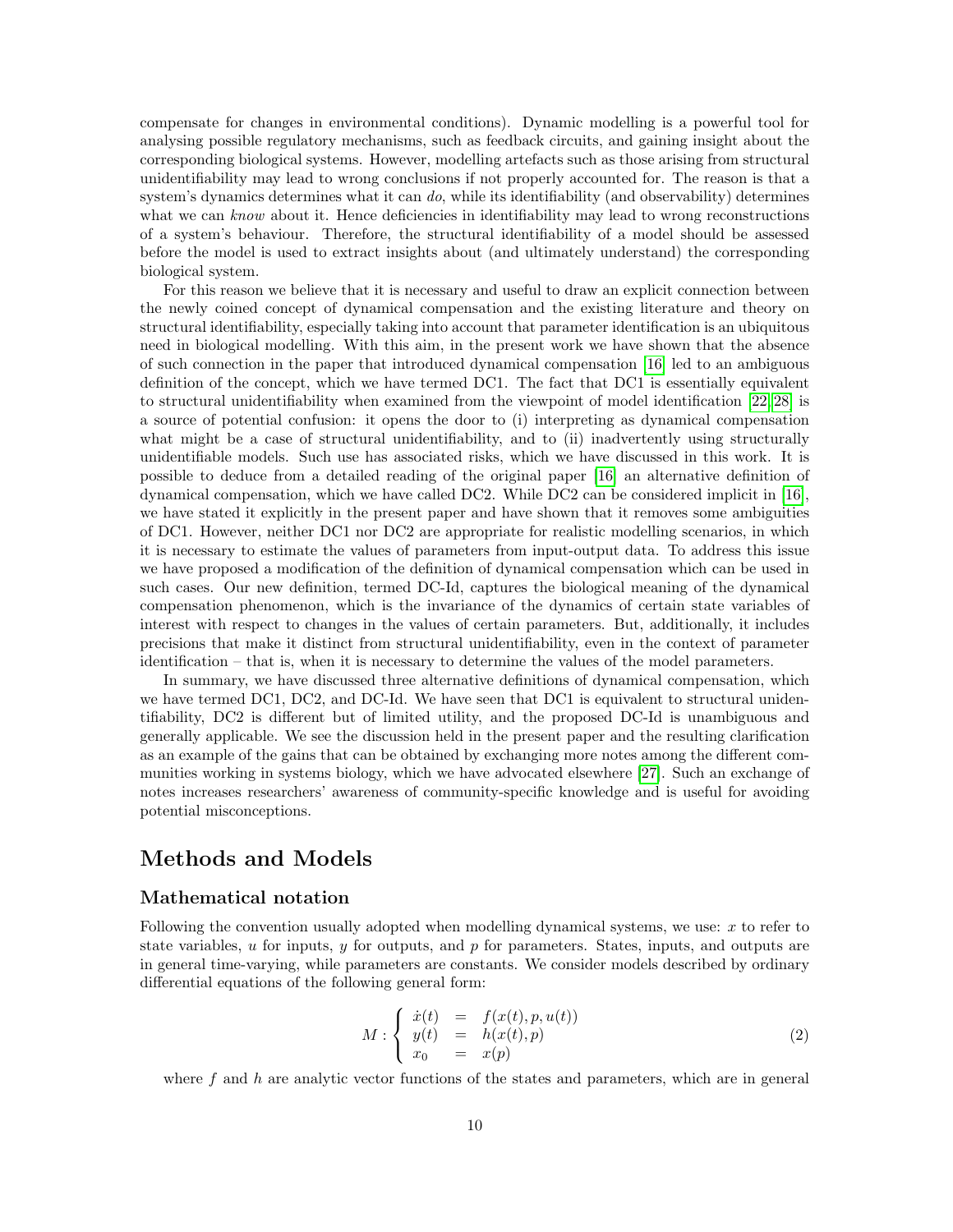compensate for changes in environmental conditions). Dynamic modelling is a powerful tool for analysing possible regulatory mechanisms, such as feedback circuits, and gaining insight about the corresponding biological systems. However, modelling artefacts such as those arising from structural unidentifiability may lead to wrong conclusions if not properly accounted for. The reason is that a system's dynamics determines what it can *do*, while its identifiability (and observability) determines what we can *know* about it. Hence deficiencies in identifiability may lead to wrong reconstructions of a system's behaviour. Therefore, the structural identifiability of a model should be assessed before the model is used to extract insights about (and ultimately understand) the corresponding biological system.

For this reason we believe that it is necessary and useful to draw an explicit connection between the newly coined concept of dynamical compensation and the existing literature and theory on structural identifiability, especially taking into account that parameter identification is an ubiquitous need in biological modelling. With this aim, in the present work we have shown that the absence of such connection in the paper that introduced dynamical compensation [16] led to an ambiguous definition of the concept, which we have termed DC1. The fact that DC1 is essentially equivalent to structural unidentifiability when examined from the viewpoint of model identification [22][28] is a source of potential confusion: it opens the door to (i) interpreting as dynamical compensation what might be a case of structural unidentifiability, and to (ii) inadvertently using structurally unidentifiable models. Such use has associated risks, which we have discussed in this work. It is possible to deduce from a detailed reading of the original paper [16] an alternative definition of dynamical compensation, which we have called DC2. While DC2 can be considered implicit in [16], we have stated it explicitly in the present paper and have shown that it removes some ambiguities of DC1. However, neither DC1 nor DC2 are appropriate for realistic modelling scenarios, in which it is necessary to estimate the values of parameters from input-output data. To address this issue we have proposed a modification of the definition of dynamical compensation which can be used in such cases. Our new definition, termed DC-Id, captures the biological meaning of the dynamical compensation phenomenon, which is the invariance of the dynamics of certain state variables of interest with respect to changes in the values of certain parameters. But, additionally, it includes precisions that make it distinct from structural unidentifiability, even in the context of parameter identification – that is, when it is necessary to determine the values of the model parameters.

In summary, we have discussed three alternative definitions of dynamical compensation, which we have termed DC1, DC2, and DC-Id. We have seen that DC1 is equivalent to structural unidentifiability, DC2 is different but of limited utility, and the proposed DC-Id is unambiguous and generally applicable. We see the discussion held in the present paper and the resulting clarification as an example of the gains that can be obtained by exchanging more notes among the different communities working in systems biology, which we have advocated elsewhere [27]. Such an exchange of notes increases researchers' awareness of community-specific knowledge and is useful for avoiding potential misconceptions.

# Methods and Models

## Mathematical notation

Following the convention usually adopted when modelling dynamical systems, we use: $x$ to refer to state variables, $u$ for inputs, $y$ for outputs, and $p$ for parameters. States, inputs, and outputs are in general time-varying, while parameters are constants. We consider models described by ordinary differential equations of the following general form:

$$M : \left\{ \begin{array}{lcl} \dot{x}(t) & = & f(x(t), p, u(t)) \\ y(t) & = & h(x(t), p) \\ x_0 & = & x(p) \end{array} \right. \tag{2}$$

where $f$ and $h$ are analytic vector functions of the states and parameters, which are in general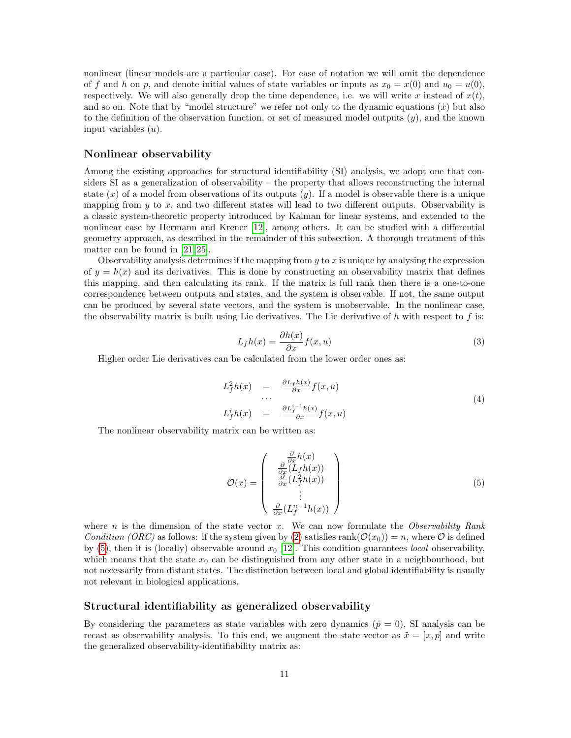nonlinear (linear models are a particular case). For ease of notation we will omit the dependence of $f$ and $h$ on $p$, and denote initial values of state variables or inputs as $x_0 = x(0)$ and $u_0 = u(0)$, respectively. We will also generally drop the time dependence, i.e. we will write $x$ instead of $x(t)$, and so on. Note that by "model structure" we refer not only to the dynamic equations ($\dot{x}$) but also to the definition of the observation function, or set of measured model outputs ($y$), and the known input variables ($u$).

### Nonlinear observability

Among the existing approaches for structural identifiability (SI) analysis, we adopt one that considers SI as a generalization of observability – the property that allows reconstructing the internal state ($x$) of a model from observations of its outputs ($y$). If a model is observable there is a unique mapping from $y$ to $x$, and two different states will lead to two different outputs. Observability is a classic system-theoretic property introduced by Kalman for linear systems, and extended to the nonlinear case by Hermann and Krener [12], among others. It can be studied with a differential geometry approach, as described in the remainder of this subsection. A thorough treatment of this matter can be found in [21,25].

Observability analysis determines if the mapping from $y$ to $x$ is unique by analysing the expression of $y = h(x)$ and its derivatives. This is done by constructing an observability matrix that defines this mapping, and then calculating its rank. If the matrix is full rank then there is a one-to-one correspondence between outputs and states, and the system is observable. If not, the same output can be produced by several state vectors, and the system is unobservable. In the nonlinear case, the observability matrix is built using Lie derivatives. The Lie derivative of $h$ with respect to $f$ is:

$$L_f h(x) = \frac{\partial h(x)}{\partial x} f(x,u) \tag{3}$$

Higher order Lie derivatives can be calculated from the lower order ones as:

$$\begin{array}{rcl} L_f^2 h(x) & = & \frac{\partial L_f h(x)}{\partial x} f(x,u) \\ & \cdots & \\ L_f^i h(x) & = & \frac{\partial L_f^{i-1} h(x)}{\partial x} f(x,u) \end{array} \tag{4}$$

The nonlinear observability matrix can be written as:

$$\mathcal{O}(x) = \begin{pmatrix} \frac{\partial}{\partial x} h(x) \\ \frac{\partial}{\partial x}(L_f h(x)) \\ \frac{\partial}{\partial x}(L_f^2 h(x)) \\ \vdots \\ \frac{\partial}{\partial x}(L_f^{n-1} h(x)) \end{pmatrix} \tag{5}$$

where $n$ is the dimension of the state vector $x$. We can now formulate the *Observability Rank Condition (ORC)* as follows: if the system given by (2) satisfies $\text{rank}(\mathcal{O}(x_0)) = n$, where $\mathcal{O}$ is defined by (5), then it is (locally) observable around $x_0$ [12]. This condition guarantees *local* observability, which means that the state $x_0$ can be distinguished from any other state in a neighbourhood, but not necessarily from distant states. The distinction between local and global identifiability is usually not relevant in biological applications.

### Structural identifiability as generalized observability

By considering the parameters as state variables with zero dynamics ($\dot{p} = 0$), SI analysis can be recast as observability analysis. To this end, we augment the state vector as $\tilde{x} = [x, p]$ and write the generalized observability-identifiability matrix as: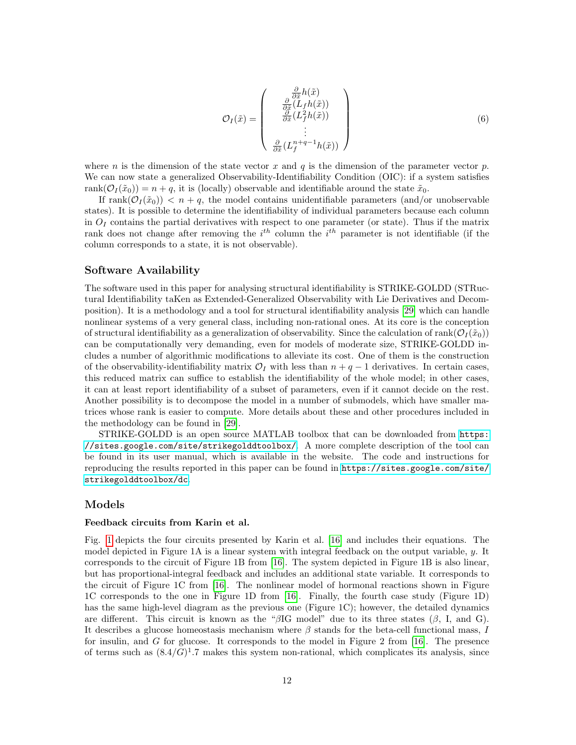$$\mathcal{O}_I(\tilde{x}) = \begin{pmatrix} \frac{\partial}{\partial \tilde{x}} h(\tilde{x}) \\ \frac{\partial}{\partial \tilde{x}} (L_f h(\tilde{x})) \\ \frac{\partial}{\partial \tilde{x}} (L_f^2 h(\tilde{x})) \\ \vdots \\ \frac{\partial}{\partial \tilde{x}} (L_f^{n+q-1} h(\tilde{x})) \end{pmatrix} \tag{6}$$

where $n$ is the dimension of the state vector $x$ and $q$ is the dimension of the parameter vector $p$. We can now state a generalized Observability-Identifiability Condition (OIC): if a system satisfies $\text{rank}(\mathcal{O}_I(\tilde{x}_0)) = n + q$, it is (locally) observable and identifiable around the state $\tilde{x}_0$.

If $\text{rank}(\mathcal{O}_I(\tilde{x}_0)) < n + q$, the model contains unidentifiable parameters (and/or unobservable states). It is possible to determine the identifiability of individual parameters because each column in $O_I$ contains the partial derivatives with respect to one parameter (or state). Thus if the matrix rank does not change after removing the $i^{th}$ column the $i^{th}$ parameter is not identifiable (if the column corresponds to a state, it is not observable).

## Software Availability

The software used in this paper for analysing structural identifiability is STRIKE-GOLDD (STRuctural Identifiability taKen as Extended-Generalized Observability with Lie Derivatives and Decomposition). It is a methodology and a tool for structural identifiability analysis [29] which can handle nonlinear systems of a very general class, including non-rational ones. At its core is the conception of structural identifiability as a generalization of observability. Since the calculation of $\text{rank}(\mathcal{O}_I(\tilde{x}_0))$ can be computationally very demanding, even for models of moderate size, STRIKE-GOLDD includes a number of algorithmic modifications to alleviate its cost. One of them is the construction of the observability-identifiability matrix $\mathcal{O}_I$ with less than $n + q - 1$ derivatives. In certain cases, this reduced matrix can suffice to establish the identifiability of the whole model; in other cases, it can at least report identifiability of a subset of parameters, even if it cannot decide on the rest. Another possibility is to decompose the model in a number of submodels, which have smaller matrices whose rank is easier to compute. More details about these and other procedures included in the methodology can be found in [29].

STRIKE-GOLDD is an open source MATLAB toolbox that can be downloaded from https://sites.google.com/site/strikegolddtoolbox/. A more complete description of the tool can be found in its user manual, which is available in the website. The code and instructions for reproducing the results reported in this paper can be found in https://sites.google.com/site/strikegolddtoolbox/dc.

## Models

### Feedback circuits from Karin et al.

Fig. 1 depicts the four circuits presented by Karin et al. [16] and includes their equations. The model depicted in Figure 1A is a linear system with integral feedback on the output variable, $y$. It corresponds to the circuit of Figure 1B from [16]. The system depicted in Figure 1B is also linear, but has proportional-integral feedback and includes an additional state variable. It corresponds to the circuit of Figure 1C from [16]. The nonlinear model of hormonal reactions shown in Figure 1C corresponds to the one in Figure 1D from [16]. Finally, the fourth case study (Figure 1D) has the same high-level diagram as the previous one (Figure 1C); however, the detailed dynamics are different. This circuit is known as the "$\beta$IG model" due to its three states ($\beta$, I, and G). It describes a glucose homeostasis mechanism where $\beta$ stands for the beta-cell functional mass, $I$ for insulin, and $G$ for glucose. It corresponds to the model in Figure 2 from [16]. The presence of terms such as $(8.4/G)^1.7$ makes this system non-rational, which complicates its analysis, since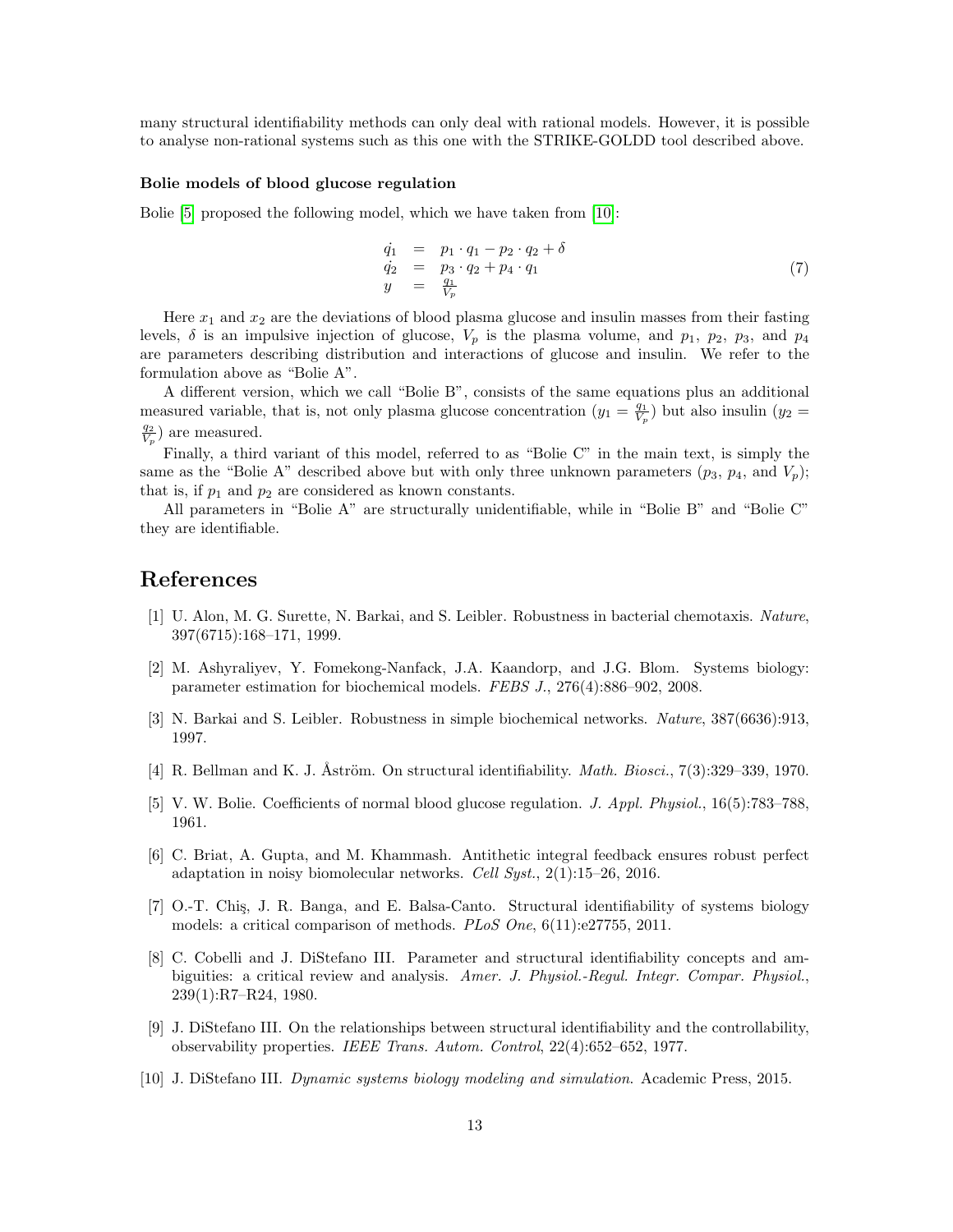many structural identifiability methods can only deal with rational models. However, it is possible to analyse non-rational systems such as this one with the STRIKE-GOLDD tool described above.

### Bolie models of blood glucose regulation

Bolie [5] proposed the following model, which we have taken from [10]:

$$
\begin{array}{rcl}
\dot{q_1} & = & p_1 \cdot q_1 - p_2 \cdot q_2 + \delta \\
\dot{q_2} & = & p_3 \cdot q_2 + p_4 \cdot q_1 \\
y & = & \frac{q_1}{V_p}
\end{array}
\qquad (7)
$$

Here $x_1$ and $x_2$ are the deviations of blood plasma glucose and insulin masses from their fasting levels, $\delta$ is an impulsive injection of glucose, $V_p$ is the plasma volume, and $p_1$, $p_2$, $p_3$, and $p_4$ are parameters describing distribution and interactions of glucose and insulin. We refer to the formulation above as "Bolie A".

A different version, which we call "Bolie B", consists of the same equations plus an additional measured variable, that is, not only plasma glucose concentration ($y_1 = \frac{q_1}{V_p}$) but also insulin ($y_2 = \frac{q_2}{V_p}$) are measured.

Finally, a third variant of this model, referred to as "Bolie C" in the main text, is simply the same as the "Bolie A" described above but with only three unknown parameters ($p_3$, $p_4$, and $V_p$); that is, if $p_1$ and $p_2$ are considered as known constants.

All parameters in "Bolie A" are structurally unidentifiable, while in "Bolie B" and "Bolie C" they are identifiable.

# References

[1] U. Alon, M. G. Surette, N. Barkai, and S. Leibler. Robustness in bacterial chemotaxis. *Nature*, 397(6715):168–171, 1999.

[2] M. Ashyraliyev, Y. Fomekong-Nanfack, J.A. Kaandorp, and J.G. Blom. Systems biology: parameter estimation for biochemical models. *FEBS J.*, 276(4):886–902, 2008.

[3] N. Barkai and S. Leibler. Robustness in simple biochemical networks. *Nature*, 387(6636):913, 1997.

[4] R. Bellman and K. J. Åström. On structural identifiability. *Math. Biosci.*, 7(3):329–339, 1970.

[5] V. W. Bolie. Coefficients of normal blood glucose regulation. *J. Appl. Physiol.*, 16(5):783–788, 1961.

[6] C. Briat, A. Gupta, and M. Khammash. Antithetic integral feedback ensures robust perfect adaptation in noisy biomolecular networks. *Cell Syst.*, 2(1):15–26, 2016.

[7] O.-T. Chiş, J. R. Banga, and E. Balsa-Canto. Structural identifiability of systems biology models: a critical comparison of methods. *PLoS One*, 6(11):e27755, 2011.

[8] C. Cobelli and J. DiStefano III. Parameter and structural identifiability concepts and ambiguities: a critical review and analysis. *Amer. J. Physiol.-Regul. Integr. Compar. Physiol.*, 239(1):R7–R24, 1980.

[9] J. DiStefano III. On the relationships between structural identifiability and the controllability, observability properties. *IEEE Trans. Autom. Control*, 22(4):652–652, 1977.

[10] J. DiStefano III. *Dynamic systems biology modeling and simulation*. Academic Press, 2015.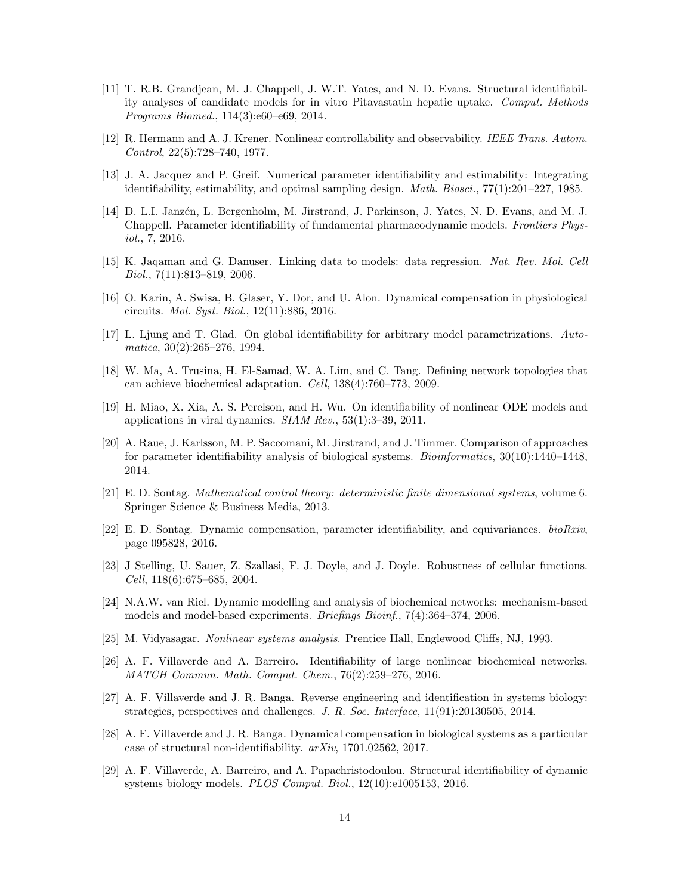[11] T. R.B. Grandjean, M. J. Chappell, J. W.T. Yates, and N. D. Evans. Structural identifiability analyses of candidate models for in vitro Pitavastatin hepatic uptake. *Comput. Methods Programs Biomed.*, 114(3):e60–e69, 2014.

[12] R. Hermann and A. J. Krener. Nonlinear controllability and observability. *IEEE Trans. Autom. Control*, 22(5):728–740, 1977.

[13] J. A. Jacquez and P. Greif. Numerical parameter identifiability and estimability: Integrating identifiability, estimability, and optimal sampling design. *Math. Biosci.*, 77(1):201–227, 1985.

[14] D. L.I. Janzén, L. Bergenholm, M. Jirstrand, J. Parkinson, J. Yates, N. D. Evans, and M. J. Chappell. Parameter identifiability of fundamental pharmacodynamic models. *Frontiers Physiol.*, 7, 2016.

[15] K. Jaqaman and G. Danuser. Linking data to models: data regression. *Nat. Rev. Mol. Cell Biol.*, 7(11):813–819, 2006.

[16] O. Karin, A. Swisa, B. Glaser, Y. Dor, and U. Alon. Dynamical compensation in physiological circuits. *Mol. Syst. Biol.*, 12(11):886, 2016.

[17] L. Ljung and T. Glad. On global identifiability for arbitrary model parametrizations. *Automatica*, 30(2):265–276, 1994.

[18] W. Ma, A. Trusina, H. El-Samad, W. A. Lim, and C. Tang. Defining network topologies that can achieve biochemical adaptation. *Cell*, 138(4):760–773, 2009.

[19] H. Miao, X. Xia, A. S. Perelson, and H. Wu. On identifiability of nonlinear ODE models and applications in viral dynamics. *SIAM Rev.*, 53(1):3–39, 2011.

[20] A. Raue, J. Karlsson, M. P. Saccomani, M. Jirstrand, and J. Timmer. Comparison of approaches for parameter identifiability analysis of biological systems. *Bioinformatics*, 30(10):1440–1448, 2014.

[21] E. D. Sontag. *Mathematical control theory: deterministic finite dimensional systems*, volume 6. Springer Science & Business Media, 2013.

[22] E. D. Sontag. Dynamic compensation, parameter identifiability, and equivariances. *bioRxiv*, page 095828, 2016.

[23] J Stelling, U. Sauer, Z. Szallasi, F. J. Doyle, and J. Doyle. Robustness of cellular functions. *Cell*, 118(6):675–685, 2004.

[24] N.A.W. van Riel. Dynamic modelling and analysis of biochemical networks: mechanism-based models and model-based experiments. *Briefings Bioinf.*, 7(4):364–374, 2006.

[25] M. Vidyasagar. *Nonlinear systems analysis*. Prentice Hall, Englewood Cliffs, NJ, 1993.

[26] A. F. Villaverde and A. Barreiro. Identifiability of large nonlinear biochemical networks. *MATCH Commun. Math. Comput. Chem.*, 76(2):259–276, 2016.

[27] A. F. Villaverde and J. R. Banga. Reverse engineering and identification in systems biology: strategies, perspectives and challenges. *J. R. Soc. Interface*, 11(91):20130505, 2014.

[28] A. F. Villaverde and J. R. Banga. Dynamical compensation in biological systems as a particular case of structural non-identifiability. *arXiv*, 1701.02562, 2017.

[29] A. F. Villaverde, A. Barreiro, and A. Papachristodoulou. Structural identifiability of dynamic systems biology models. *PLOS Comput. Biol.*, 12(10):e1005153, 2016.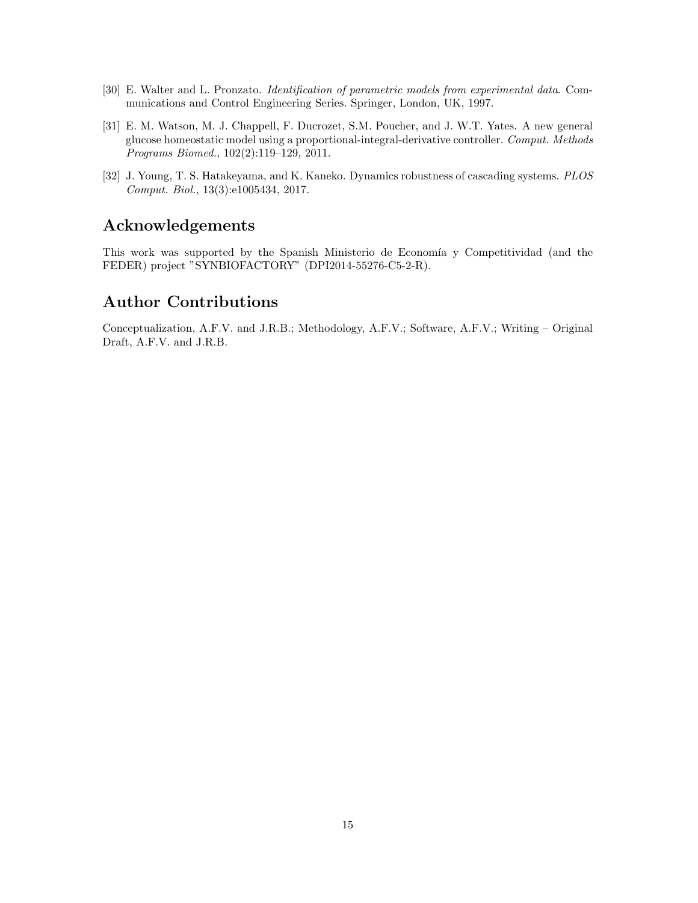[30] E. Walter and L. Pronzato. *Identification of parametric models from experimental data*. Communications and Control Engineering Series. Springer, London, UK, 1997.

[31] E. M. Watson, M. J. Chappell, F. Ducrozet, S.M. Poucher, and J. W.T. Yates. A new general glucose homeostatic model using a proportional-integral-derivative controller. *Comput. Methods Programs Biomed.*, 102(2):119–129, 2011.

[32] J. Young, T. S. Hatakeyama, and K. Kaneko. Dynamics robustness of cascading systems. *PLOS Comput. Biol.*, 13(3):e1005434, 2017.

## Acknowledgements

This work was supported by the Spanish Ministerio de Economía y Competitividad (and the FEDER) project "SYNBIOFACTORY" (DPI2014-55276-C5-2-R).

## Author Contributions

Conceptualization, A.F.V. and J.R.B.; Methodology, A.F.V.; Software, A.F.V.; Writing – Original Draft, A.F.V. and J.R.B.